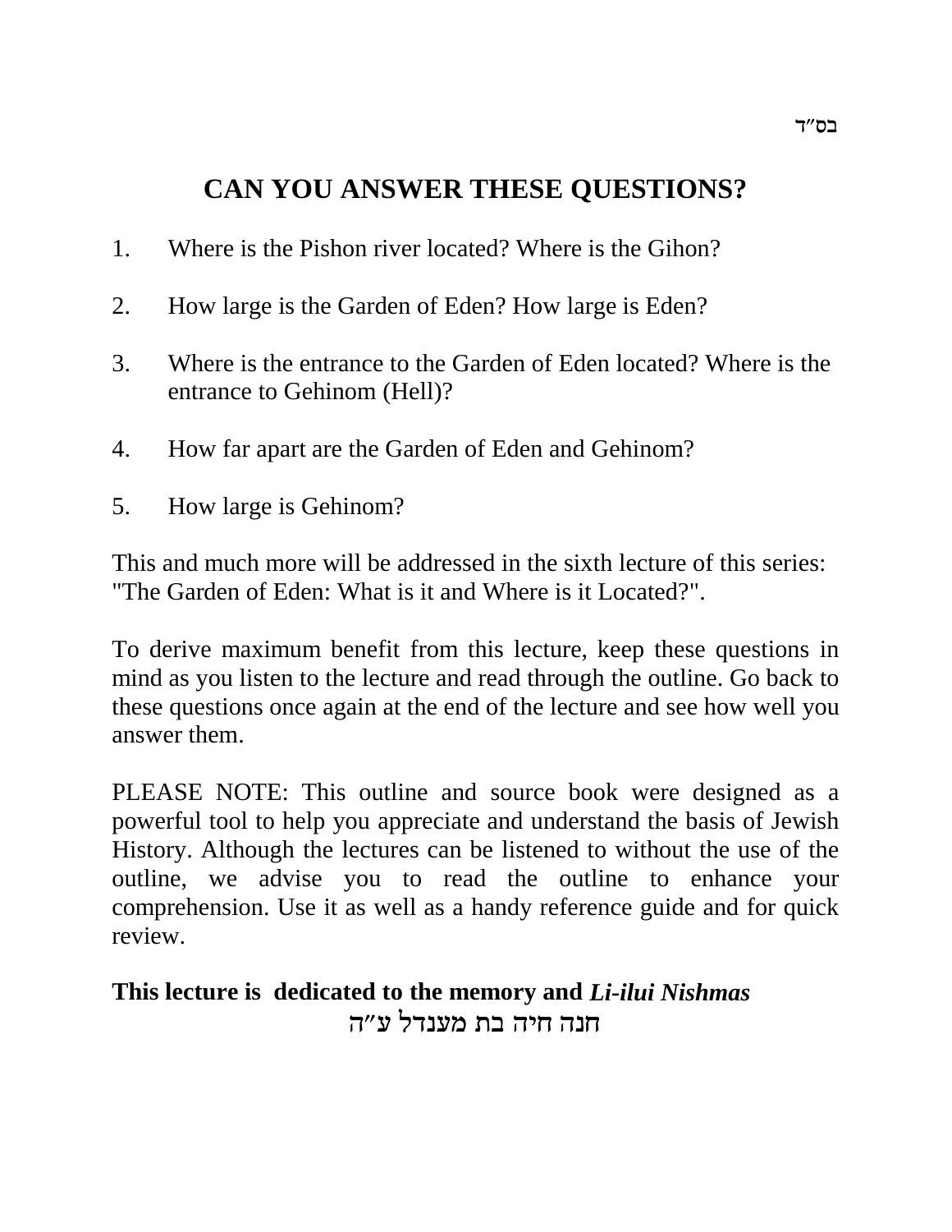בס״ד

# CAN YOU ANSWER THESE QUESTIONS?

1. Where is the Pishon river located? Where is the Gihon?

2. How large is the Garden of Eden? How large is Eden?

3. Where is the entrance to the Garden of Eden located? Where is the entrance to Gehinom (Hell)?

4. How far apart are the Garden of Eden and Gehinom?

5. How large is Gehinom?

This and much more will be addressed in the sixth lecture of this series: "The Garden of Eden: What is it and Where is it Located?".

To derive maximum benefit from this lecture, keep these questions in mind as you listen to the lecture and read through the outline. Go back to these questions once again at the end of the lecture and see how well you answer them.

PLEASE NOTE: This outline and source book were designed as a powerful tool to help you appreciate and understand the basis of Jewish History. Although the lectures can be listened to without the use of the outline, we advise you to read the outline to enhance your comprehension. Use it as well as a handy reference guide and for quick review.

**This lecture is dedicated to the memory and *Li-ilui Nishmas***

חנה חיה בת מענדל ע״ה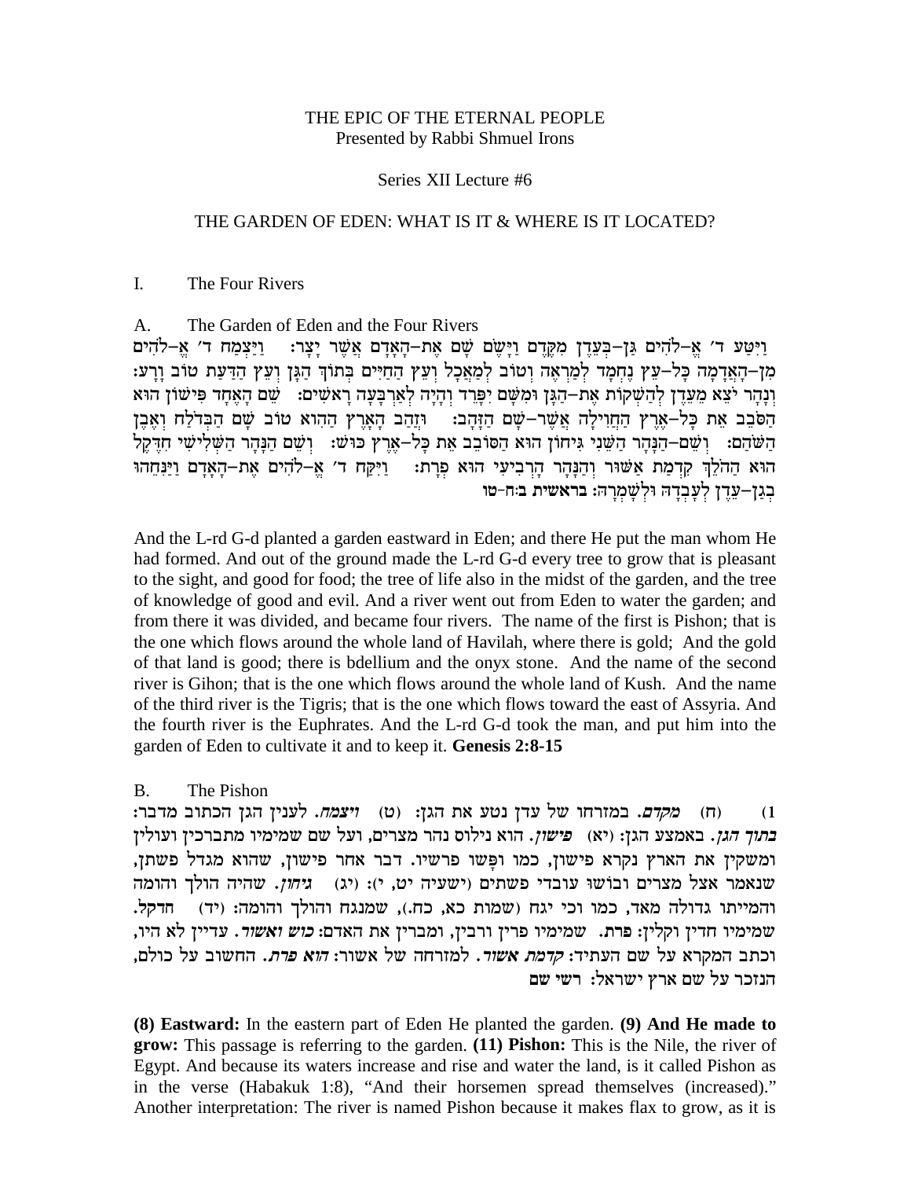THE EPIC OF THE ETERNAL PEOPLE
Presented by Rabbi Shmuel Irons

Series XII Lecture #6

## THE GARDEN OF EDEN: WHAT IS IT & WHERE IS IT LOCATED?

### I. The Four Rivers

#### A. The Garden of Eden and the Four Rivers

וַיִּטַּע ד' אֱ–לֹהִים גַּן–בְּעֵדֶן מִקֶּדֶם וַיָּשֶׂם שָׁם אֶת–הָאָדָם אֲשֶׁר יָצָר: וַיַּצְמַח ד' אֱ–לֹהִים מִן–הָאֲדָמָה כָּל–עֵץ נֶחְמָד לְמַרְאֶה וְטוֹב לְמַאֲכָל וְעֵץ הַחַיִּים בְּתוֹךְ הַגָּן וְעֵץ הַדַּעַת טוֹב וָרָע: וְנָהָר יֹצֵא מֵעֵדֶן לְהַשְׁקוֹת אֶת–הַגָּן וּמִשָּׁם יִפָּרֵד וְהָיָה לְאַרְבָּעָה רָאשִׁים: שֵׁם הָאֶחָד פִּישׁוֹן הוּא הַסֹּבֵב אֵת כָּל–אֶרֶץ הַחֲוִילָה אֲשֶׁר–שָׁם הַזָּהָב: וּזֲהַב הָאָרֶץ הַהִוא טוֹב שָׁם הַבְּדֹלַח וְאֶבֶן הַשֹּׁהַם: וְשֵׁם–הַנָּהָר הַשֵּׁנִי גִּיחוֹן הוּא הַסּוֹבֵב אֵת כָּל–אֶרֶץ כּוּשׁ: וְשֵׁם הַנָּהָר הַשְּׁלִישִׁי חִדֶּקֶל הוּא הַהֹלֵךְ קִדְמַת אַשּׁוּר וְהַנָּהָר הָרְבִיעִי הוּא פְרָת: וַיִּקַּח ד' אֱ–לֹהִים אֶת–הָאָדָם וַיַּנִּחֵהוּ בְגַן–עֵדֶן לְעָבְדָהּ וּלְשָׁמְרָהּ: **בראשית ב:ח-טו**

And the L-rd G-d planted a garden eastward in Eden; and there He put the man whom He had formed. And out of the ground made the L-rd G-d every tree to grow that is pleasant to the sight, and good for food; the tree of life also in the midst of the garden, and the tree of knowledge of good and evil. And a river went out from Eden to water the garden; and from there it was divided, and became four rivers. The name of the first is Pishon; that is the one which flows around the whole land of Havilah, where there is gold; And the gold of that land is good; there is bdellium and the onyx stone. And the name of the second river is Gihon; that is the one which flows around the whole land of Kush. And the name of the third river is the Tigris; that is the one which flows toward the east of Assyria. And the fourth river is the Euphrates. And the L-rd G-d took the man, and put him into the garden of Eden to cultivate it and to keep it. **Genesis 2:8-15**

#### B. The Pishon

1) (ח) ***מקדם.*** במזרחו של עדן נטע את הגן: (ט) ***ויצמח.*** לענין הגן הכתוב מדבר: ***בתוך הגן.*** באמצע הגן: (יא) ***פישון.*** הוא נילוס נהר מצרים, ועל שם שמימיו מתברכין ועולין ומשקין את הארץ נקרא פישון, כמו ופשו פרשיו. דבר אחר פישון, שהוא מגדל פשתן, שנאמר אצל מצרים ובושו עובדי פשתים (ישעיה יט, י): (יג) ***גיחון.*** שהיה הולך והומה והמייתו גדולה מאד, כמו וכי יגח (שמות כא, כח.), שמנגח והולך והומה: (יד) ***חדקל.*** שמימיו חדין וקלין: ***פרת.*** שמימיו פרין ורבין, ומברין את האדם: ***כוש ואשור.*** עדיין לא היו, וכתב המקרא על שם העתיד: ***קדמת אשור.*** למזרחה של אשור: ***הוא פרת.*** החשוב על כולם, הנזכר על שם ארץ ישראל: **רשי שם**

**(8) Eastward:** In the eastern part of Eden He planted the garden. **(9) And He made to grow:** This passage is referring to the garden. **(11) Pishon:** This is the Nile, the river of Egypt. And because its waters increase and rise and water the land, is it called Pishon as in the verse (Habakuk 1:8), "And their horsemen spread themselves (increased)." Another interpretation: The river is named Pishon because it makes flax to grow, as it is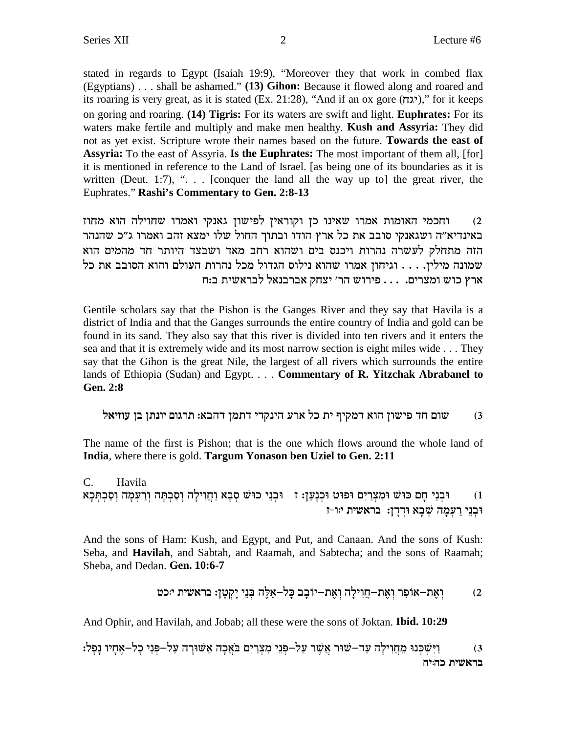stated in regards to Egypt (Isaiah 19:9), "Moreover they that work in combed flax (Egyptians) . . . shall be ashamed." **(13) Gihon:** Because it flowed along and roared and its roaring is very great, as it is stated (Ex. 21:28), "And if an ox gore (יגח)," for it keeps on goring and roaring. **(14) Tigris:** For its waters are swift and light. **Euphrates:** For its waters make fertile and multiply and make men healthy. **Kush and Assyria:** They did not as yet exist. Scripture wrote their names based on the future. **Towards the east of Assyria:** To the east of Assyria. **Is the Euphrates:** The most important of them all, [for] it is mentioned in reference to the Land of Israel. [as being one of its boundaries as it is written (Deut. 1:7), ". . . [conquer the land all the way up to] the great river, the Euphrates." **Rashi's Commentary to Gen. 2:8-13**

2) וחכמי האומות אמרו שאינו כן וקוראין לפישון גאנקי ואמרו שחוילה הוא מחוז באינדיא"ה ושגאנקי סובב את כל ארץ הודו ובתוך החול שלו ימצא זהב ואמרו ג"כ שהנהר הזה מתחלק לעשרה נהרות ויכנס בים ושהוא רחב מאד ושבצד היותר חד מהמים הוא שמונה מילין. . . . וגיחון אמרו שהוא נילוס הגדול מכל נהרות העולם והוא הסובב את כל ארץ כוש ומצרים. . . . פירוש הר' יצחק אברבנאל לבראשית ב:ח

Gentile scholars say that the Pishon is the Ganges River and they say that Havila is a district of India and that the Ganges surrounds the entire country of India and gold can be found in its sand. They also say that this river is divided into ten rivers and it enters the sea and that it is extremely wide and its most narrow section is eight miles wide . . . They say that the Gihon is the great Nile, the largest of all rivers which surrounds the entire lands of Ethiopia (Sudan) and Egypt. . . . **Commentary of R. Yitzchak Abrabanel to Gen. 2:8**

3) שום חד פישון הוא דמקיף ית כל ארע הינקדי דתמן דהבא: **תרגום יונתן בן עוזיאל**

The name of the first is Pishon; that is the one which flows around the whole land of **India**, where there is gold. **Targum Yonason ben Uziel to Gen. 2:11**

C. Havila

1) וּבְנֵי חָם כּוּשׁ וּמִצְרַיִם וּפוּט וּכְנָעַן: ז וּבְנֵי כוּשׁ סְבָא וַחֲוִילָה וְסַבְתָּה וְרַעְמָה וְסַבְתְּכָא וּבְנֵי רַעְמָה שְׁבָא וּדְדָן: **בראשית י:ו-ז**

And the sons of Ham: Kush, and Egypt, and Put, and Canaan. And the sons of Kush: Seba, and **Havilah**, and Sabtah, and Raamah, and Sabtecha; and the sons of Raamah; Sheba, and Dedan. **Gen. 10:6-7**

2) וְאֶת-אוֹפִר וְאֶת-חֲוִילָה וְאֶת-יוֹבָב כָּל-אֵלֶּה בְּנֵי יָקְטָן: **בראשית י:כט**

And Ophir, and Havilah, and Jobab; all these were the sons of Joktan. **Ibid. 10:29**

3) וַיִּשְׁכְּנוּ מֵחֲוִילָה עַד-שׁוּר אֲשֶׁר עַל-פְּנֵי מִצְרַיִם בֹּאֲכָה אַשּׁוּרָה עַל-פְּנֵי כָל-אֶחָיו נָפָל: **בראשית כה:יח**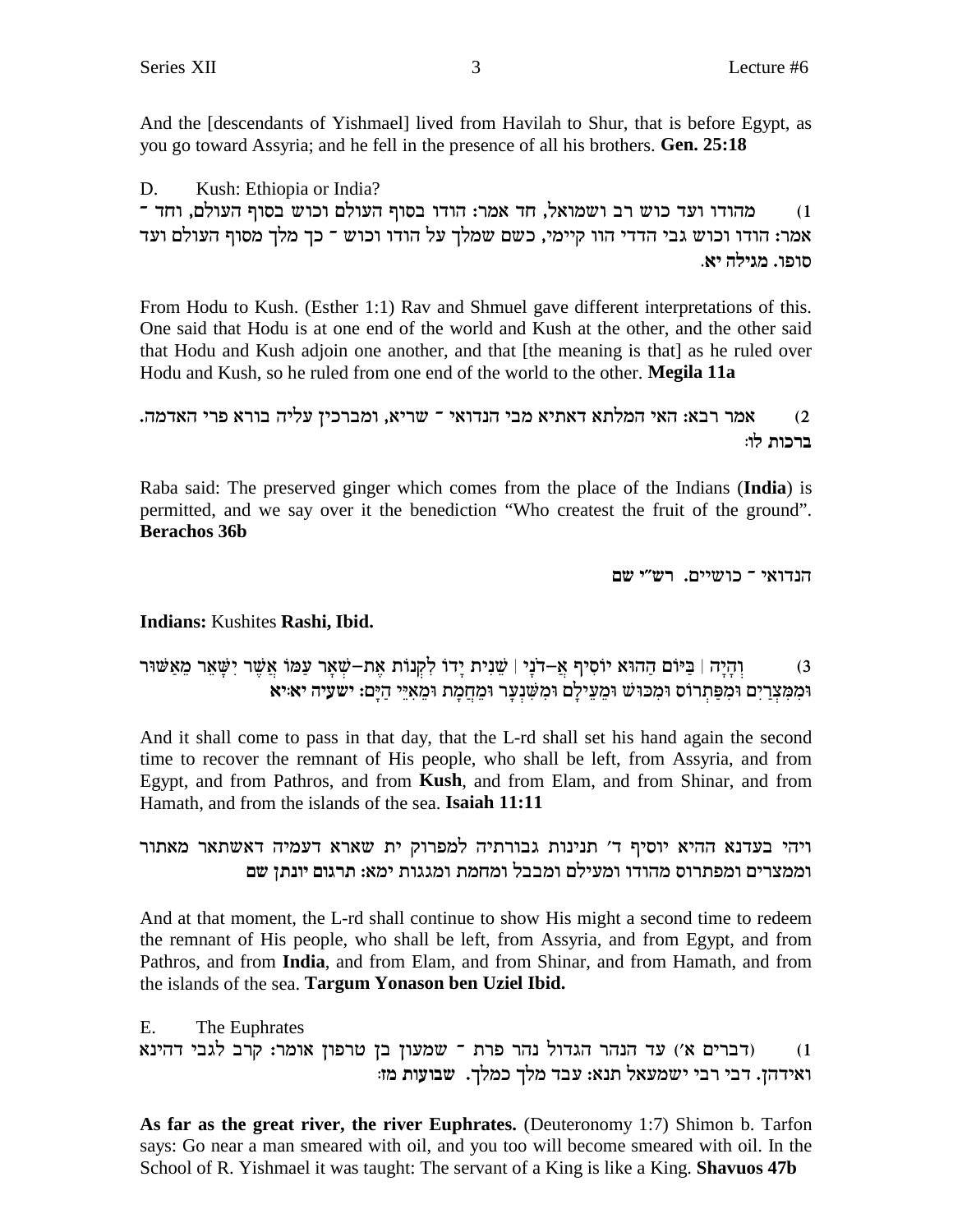And the [descendants of Yishmael] lived from Havilah to Shur, that is before Egypt, as you go toward Assyria; and he fell in the presence of all his brothers. **Gen. 25:18**

D. Kush: Ethiopia or India?

(1) מהודו ועד כוש רב ושמואל, חד אמר: הודו בסוף העולם וכוש בסוף העולם, וחד - אמר: הודו וכוש גבי הדדי הוו קיימי, כשם שמלך על הודו וכוש - כך מלך מסוף העולם ועד סופו. **מגילה יא.**

From Hodu to Kush. (Esther 1:1) Rav and Shmuel gave different interpretations of this. One said that Hodu is at one end of the world and Kush at the other, and the other said that Hodu and Kush adjoin one another, and that [the meaning is that] as he ruled over Hodu and Kush, so he ruled from one end of the world to the other. **Megila 11a**

(2) אמר רבא: האי המלתא דאתיא מבי הנדואי - שריא, ומברכין עליה בורא פרי האדמה. **ברכות לו:**

Raba said: The preserved ginger which comes from the place of the Indians (**India**) is permitted, and we say over it the benediction "Who createst the fruit of the ground". **Berachos 36b**

הנדואי - כושיים. **רש"י שם**

**Indians:** Kushites **Rashi, Ibid.**

(3) וְהָיָה | בַּיּוֹם הַהוּא יוֹסִיף אֲ-דֹנָי | שֵׁנִית יָדוֹ לִקְנוֹת אֶת-שְׁאָר עַמּוֹ אֲשֶׁר יִשָּׁאֵר מֵאַשּׁוּר וּמִמִּצְרַיִם וּמִפַּתְרוֹס וּמִכּוּשׁ וּמֵעֵילָם וּמִשִּׁנְעָר וּמֵחֲמָת וּמֵאִיֵּי הַיָּם: **ישעיה יא:יא**

And it shall come to pass in that day, that the L-rd shall set his hand again the second time to recover the remnant of His people, who shall be left, from Assyria, and from Egypt, and from Pathros, and from **Kush**, and from Elam, and from Shinar, and from Hamath, and from the islands of the sea. **Isaiah 11:11**

ויהי בעדנא ההיא יוסיף ד' תנינות גבורתיה למפרוק ית שארא דעמיה דאשתאר מאתור וממצרים ומפתרוס מהודו ומעילם ומבבל ומחמת ומגגות ימא: **תרגום יונתן שם**

And at that moment, the L-rd shall continue to show His might a second time to redeem the remnant of His people, who shall be left, from Assyria, and from Egypt, and from Pathros, and from **India**, and from Elam, and from Shinar, and from Hamath, and from the islands of the sea. **Targum Yonason ben Uziel Ibid.**

E. The Euphrates

(1) (דברים א') עד הנהר הגדול נהר פרת - שמעון בן טרפון אומר: קרב לגבי דהינא ואידהן. דבי רבי ישמעאל תנא: עבד מלך כמלך. **שבועות מז:**

**As far as the great river, the river Euphrates.** (Deuteronomy 1:7) Shimon b. Tarfon says: Go near a man smeared with oil, and you too will become smeared with oil. In the School of R. Yishmael it was taught: The servant of a King is like a King. **Shavuos 47b**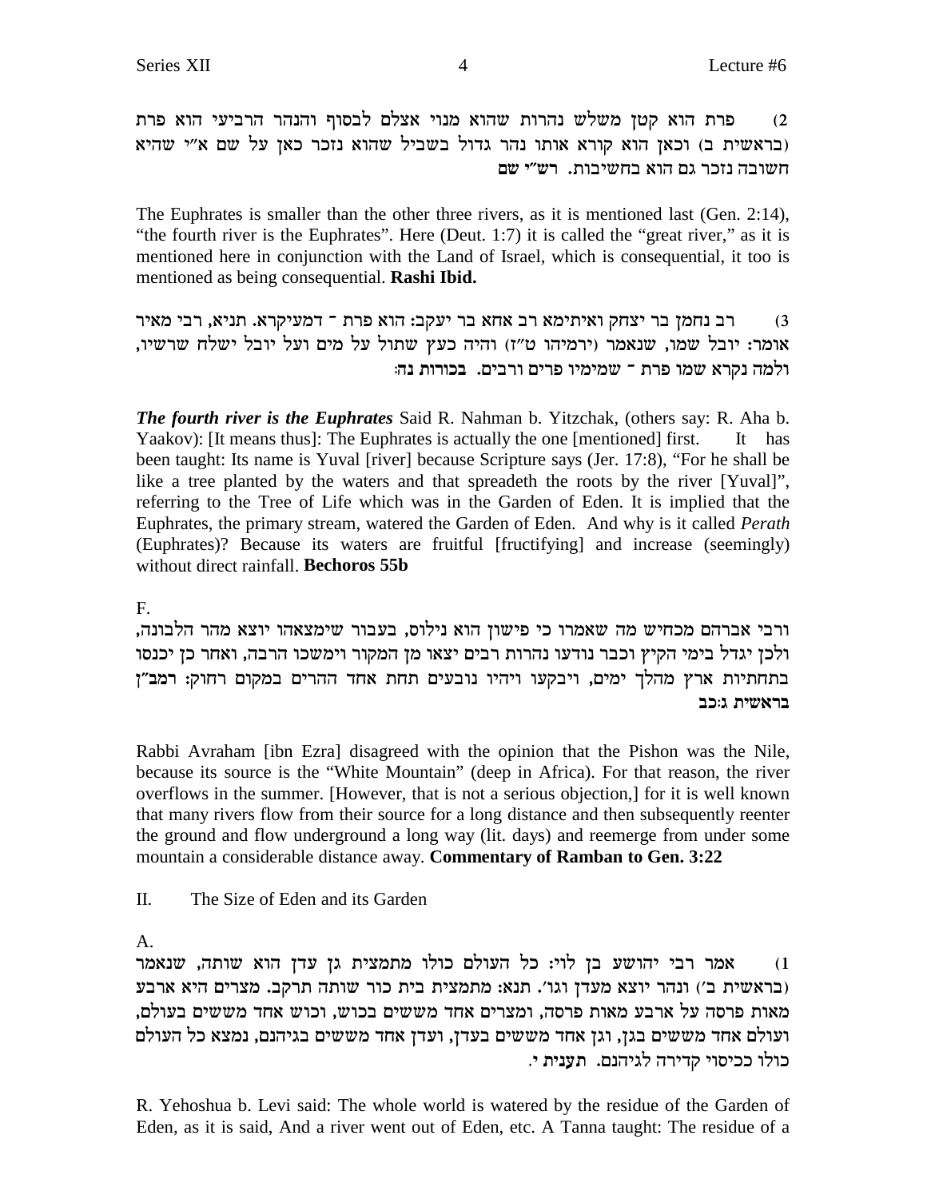2) פרת הוא קטן משלש נהרות שהוא מנוי אצלם לבסוף והנהר הרביעי הוא פרת (בראשית ב) וכאן הוא קורא אותו נהר גדול בשביל שהוא נזכר כאן על שם א"י שהיא חשובה נזכר גם הוא בחשיבות. **רש"י שם**

The Euphrates is smaller than the other three rivers, as it is mentioned last (Gen. 2:14), "the fourth river is the Euphrates". Here (Deut. 1:7) it is called the "great river," as it is mentioned here in conjunction with the Land of Israel, which is consequential, it too is mentioned as being consequential. **Rashi Ibid.**

3) רב נחמן בר יצחק ואיתימא רב אחא בר יעקב: הוא פרת - דמעיקרא. תניא, רבי מאיר אומר: יובל שמו, שנאמר (ירמיהו ט"ז) והיה כעץ שתול על מים ועל יובל ישלח שרשיו, ולמה נקרא שמו פרת - שמימיו פרים ורבים. **בכורות נה:**

***The fourth river is the Euphrates*** Said R. Nahman b. Yitzchak, (others say: R. Aha b. Yaakov): [It means thus]: The Euphrates is actually the one [mentioned] first. It has been taught: Its name is Yuval [river] because Scripture says (Jer. 17:8), "For he shall be like a tree planted by the waters and that spreadeth the roots by the river [Yuval]", referring to the Tree of Life which was in the Garden of Eden. It is implied that the Euphrates, the primary stream, watered the Garden of Eden. And why is it called *Perath* (Euphrates)? Because its waters are fruitful [fructifying] and increase (seemingly) without direct rainfall. **Bechoros 55b**

F.

ורבי אברהם מכחיש מה שאמרו כי פישון הוא נילוס, בעבור שימצאהו יוצא מהר הלבונה, ולכן יגדל בימי הקיץ וכבר נודעו נהרות רבים יצאו מן המקור וימשכו הרבה, ואחר כן יכנסו בתחתיות ארץ מהלך ימים, ויבקעו ויהיו נובעים תחת אחד ההרים במקום רחוק: **רמב"ן בראשית ג:כב**

Rabbi Avraham [ibn Ezra] disagreed with the opinion that the Pishon was the Nile, because its source is the "White Mountain" (deep in Africa). For that reason, the river overflows in the summer. [However, that is not a serious objection,] for it is well known that many rivers flow from their source for a long distance and then subsequently reenter the ground and flow underground a long way (lit. days) and reemerge from under some mountain a considerable distance away. **Commentary of Ramban to Gen. 3:22**

## II. The Size of Eden and its Garden

A.

1) אמר רבי יהושע בן לוי: כל העולם כולו מתמצית גן עדן הוא שותה, שנאמר (בראשית ב') ונהר יוצא מעדן וגו'. תנא: מתמצית בית כור שותה תרקב. מצרים היא ארבע מאות פרסה על ארבע מאות פרסה, ומצרים אחד מששים בכוש, וכוש אחד מששים בעולם, ועולם אחד מששים בגן, וגן אחד מששים בעדן, ועדן אחד מששים בגיהנם, נמצא כל העולם כולו ככיסוי קדירה לגיהנם. **תענית י.**

R. Yehoshua b. Levi said: The whole world is watered by the residue of the Garden of Eden, as it is said, And a river went out of Eden, etc. A Tanna taught: The residue of a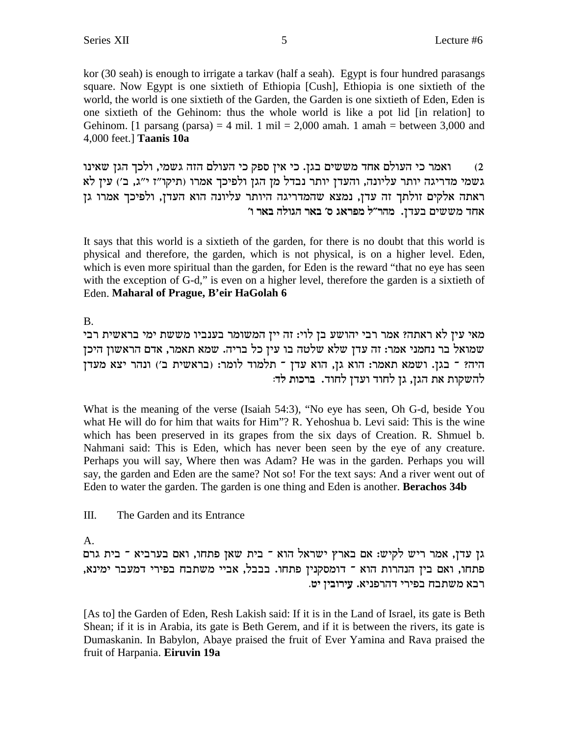kor (30 seah) is enough to irrigate a tarkav (half a seah). Egypt is four hundred parasangs square. Now Egypt is one sixtieth of Ethiopia [Cush], Ethiopia is one sixtieth of the world, the world is one sixtieth of the Garden, the Garden is one sixtieth of Eden, Eden is one sixtieth of the Gehinom: thus the whole world is like a pot lid [in relation] to Gehinom. [1 parsang (parsa) = 4 mil. 1 mil = 2,000 amah. 1 amah = between 3,000 and 4,000 feet.] **Taanis 10a**

2) ואמר כי העולם אחד מששים בגן. כי אין ספק כי העולם הזה גשמי, ולכך הגן שאינו גשמי מדריגה יותר עליונה, והעדן יותר נבדל מן הגן ולפיכך אמרו (תיקו"ז י"ג, ב') עין לא ראתה אלקים זולתך זה עדן, נמצא שהמדריגה היותר עליונה הוא העדן, ולפיכך אמרו גן אחד מששים בעדן. **מהר"ל מפראג ס' באר הגולה באר ו'**

It says that this world is a sixtieth of the garden, for there is no doubt that this world is physical and therefore, the garden, which is not physical, is on a higher level. Eden, which is even more spiritual than the garden, for Eden is the reward "that no eye has seen with the exception of G-d," is even on a higher level, therefore the garden is a sixtieth of Eden. **Maharal of Prague, B'eir HaGolah 6**

B.

מאי עין לא ראתה? אמר רבי יהושע בן לוי: זה יין המשומר בענביו מששת ימי בראשית רבי שמואל בר נחמני אמר: זה עדן שלא שלטה בו עין כל בריה. שמא תאמר, אדם הראשון היכן היה? - בגן. ושמא תאמר: הוא גן, הוא עדן - תלמוד לומר: (בראשית ב') ונהר יצא מעדן להשקות את הגן, גן לחוד ועדן לחוד. **ברכות לד:**

What is the meaning of the verse (Isaiah 54:3), "No eye has seen, Oh G-d, beside You what He will do for him that waits for Him"? R. Yehoshua b. Levi said: This is the wine which has been preserved in its grapes from the six days of Creation. R. Shmuel b. Nahmani said: This is Eden, which has never been seen by the eye of any creature. Perhaps you will say, Where then was Adam? He was in the garden. Perhaps you will say, the garden and Eden are the same? Not so! For the text says: And a river went out of Eden to water the garden. The garden is one thing and Eden is another. **Berachos 34b**

III. The Garden and its Entrance

A.

גן עדן, אמר ריש לקיש: אם בארץ ישראל הוא - בית שאן פתחו, ואם בערביא - בית גרם פתחו, ואם בין הנהרות הוא - דומסקנין פתחו. בבבל, אביי משתבח בפירי דמעבר ימינא, רבא משתבח בפירי דהרפניא. **עירובין יט.**

[As to] the Garden of Eden, Resh Lakish said: If it is in the Land of Israel, its gate is Beth Shean; if it is in Arabia, its gate is Beth Gerem, and if it is between the rivers, its gate is Dumaskanin. In Babylon, Abaye praised the fruit of Ever Yamina and Rava praised the fruit of Harpania. **Eiruvin 19a**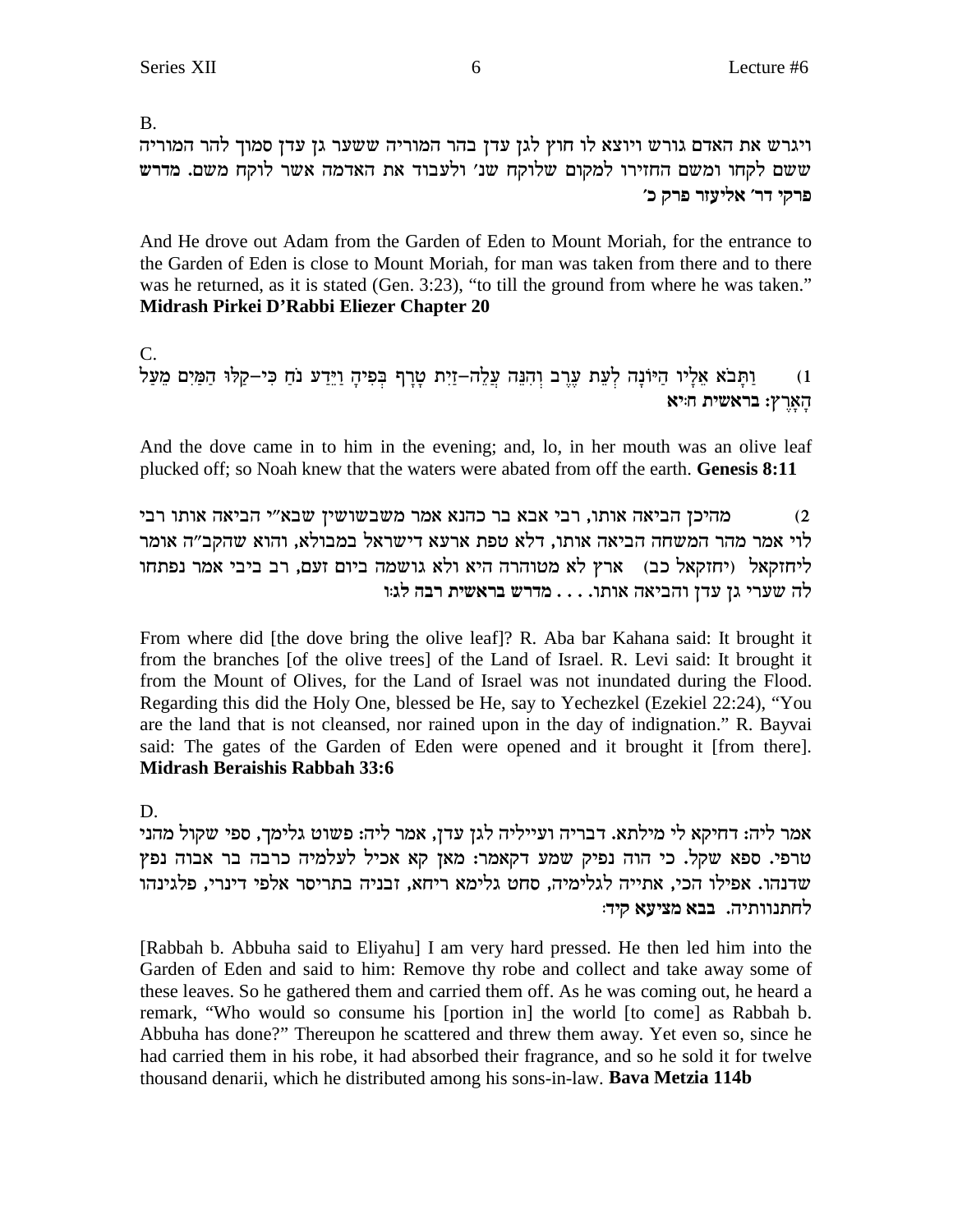B.

ויגרש את האדם גורש ויוצא לו חוץ לגן עדן בהר המוריה ששער גן עדן סמוך להר המוריה ששם לקחו ומשם החזירו למקום שלוקח שנ׳ ולעבוד את האדמה אשר לוקח משם. **מדרש פרקי דר׳ אליעזר פרק כ׳**

And He drove out Adam from the Garden of Eden to Mount Moriah, for the entrance to the Garden of Eden is close to Mount Moriah, for man was taken from there and to there was he returned, as it is stated (Gen. 3:23), "to till the ground from where he was taken." **Midrash Pirkei D'Rabbi Eliezer Chapter 20**

C.

1) וַתָּבֹא אֵלָיו הַיּוֹנָה לְעֵת עֶרֶב וְהִנֵּה עֲלֵה–זַיִת טָרָף בְּפִיהָ וַיֵּדַע נֹחַ כִּי–קַלּוּ הַמַּיִם מֵעַל הָאָרֶץ: **בראשית ח:יא**

And the dove came in to him in the evening; and, lo, in her mouth was an olive leaf plucked off; so Noah knew that the waters were abated from off the earth. **Genesis 8:11**

2) מהיכן הביאה אותו, רבי אבא בר כהנא אמר משבשושין שבא"י הביאה אותו רבי לוי אמר מהר המשחה הביאה אותו, דלא טפת ארעא דישראל במבולא, והוא שהקב"ה אומר ליחזקאל (יחזקאל כב) ארץ לא מטוהרה היא ולא גושמה ביום זעם, רב ביבי אמר נפתחו לה שערי גן עדן והביאה אותו. . . . **מדרש בראשית רבה לג:ו**

From where did [the dove bring the olive leaf]? R. Aba bar Kahana said: It brought it from the branches [of the olive trees] of the Land of Israel. R. Levi said: It brought it from the Mount of Olives, for the Land of Israel was not inundated during the Flood. Regarding this did the Holy One, blessed be He, say to Yechezkel (Ezekiel 22:24), "You are the land that is not cleansed, nor rained upon in the day of indignation." R. Bayvai said: The gates of the Garden of Eden were opened and it brought it [from there]. **Midrash Beraishis Rabbah 33:6**

D.

אמר ליה: דחיקא לי מילתא. דבריה ועייליה לגן עדן, אמר ליה: פשוט גלימך, ספי שקול מהני טרפי. ספא שקל. כי הוה נפיק שמע דקאמר: מאן קא אכיל לעלמיה כרבה בר אבוה נפץ שדנהו. אפילו הכי, אתייה לגלימיה, סחט גלימא ריחא, זבניה בתריסר אלפי דינרי, פלגינהו לחתנוותיה. **בבא מציעא קיד:**

[Rabbah b. Abbuha said to Eliyahu] I am very hard pressed. He then led him into the Garden of Eden and said to him: Remove thy robe and collect and take away some of these leaves. So he gathered them and carried them off. As he was coming out, he heard a remark, "Who would so consume his [portion in] the world [to come] as Rabbah b. Abbuha has done?" Thereupon he scattered and threw them away. Yet even so, since he had carried them in his robe, it had absorbed their fragrance, and so he sold it for twelve thousand denarii, which he distributed among his sons-in-law. **Bava Metzia 114b**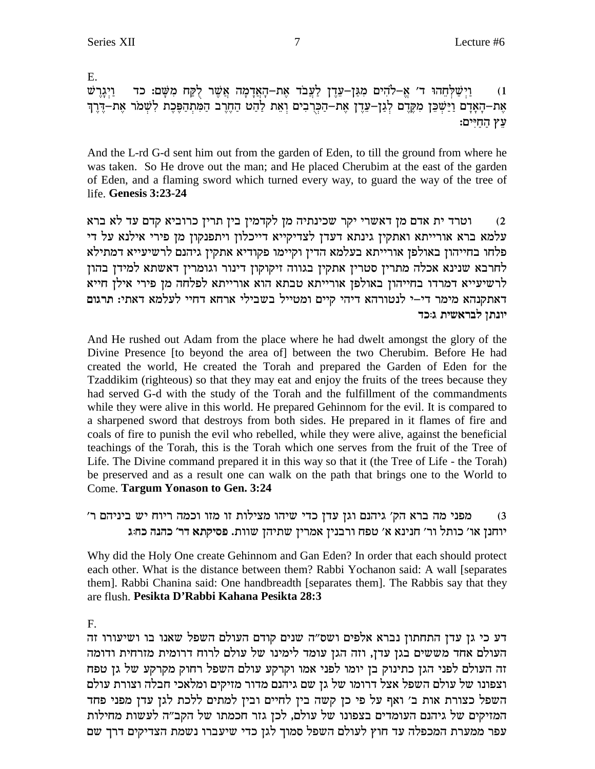E.

1) וַיְשַׁלְּחֵהוּ ד׳ אֱ-לֹהִים מִגַּן-עֵדֶן לַעֲבֹד אֶת-הָאֲדָמָה אֲשֶׁר לֻקַּח מִשָּׁם: כד וַיְגָרֶשׁ אֶת-הָאָדָם וַיַּשְׁכֵּן מִקֶּדֶם לְגַן-עֵדֶן אֶת-הַכְּרֻבִים וְאֵת לַהַט הַחֶרֶב הַמִּתְהַפֶּכֶת לִשְׁמֹר אֶת-דֶּרֶךְ עֵץ הַחַיִּים:

And the L-rd G-d sent him out from the garden of Eden, to till the ground from where he was taken. So He drove out the man; and He placed Cherubim at the east of the garden of Eden, and a flaming sword which turned every way, to guard the way of the tree of life. **Genesis 3:23-24**

2) וטרד ית אדם מן דאשרי יקר שכינתיה מן לקדמין בין תרין כרוביא קדם עד לא ברא עלמא ברא אורייתא ואתקין גינתא דעדן לצדיקייא דייכלון ויתפנקון מן פירי אילנא על די פלחו בחייהון באולפן אורייתא בעלמא הדין וקיימו פקודיא אתקין גיהנם לרשיעייא דמתילא לחרבא שנינא אכלה מתרין סטרין אתקין בגווה זיקוקון דינור וגומרין דאשתא למידן בהון לרשיעייא דמרדו בחייהון באולפן אורייתא טבתא הוא אורייתא לפלחה מן פירי אילן חייא דאתקנהא מימר די-י לנטורהא דיהי קיים ומטייל בשבילי ארחא דחיי לעלמא דאתי: **תרגום יונתן לבראשית ג:כד**

And He rushed out Adam from the place where he had dwelt amongst the glory of the Divine Presence [to beyond the area of] between the two Cherubim. Before He had created the world, He created the Torah and prepared the Garden of Eden for the Tzaddikim (righteous) so that they may eat and enjoy the fruits of the trees because they had served G-d with the study of the Torah and the fulfillment of the commandments while they were alive in this world. He prepared Gehinnom for the evil. It is compared to a sharpened sword that destroys from both sides. He prepared in it flames of fire and coals of fire to punish the evil who rebelled, while they were alive, against the beneficial teachings of the Torah, this is the Torah which one serves from the fruit of the Tree of Life. The Divine command prepared it in this way so that it (the Tree of Life - the Torah) be preserved and as a result one can walk on the path that brings one to the World to Come. **Targum Yonason to Gen. 3:24**

3) מפני מה ברא הק׳ גיהנם וגן עדן כדי שיהו מצילות זו מזו וכמה ריוח יש ביניהם ר׳ יוחנן או׳ כותל ור׳ חנינא א׳ טפח ורבנין אמרין שתיהן שוות. **פסיקתא דר׳ כהנא כח:ג**

Why did the Holy One create Gehinnom and Gan Eden? In order that each should protect each other. What is the distance between them? Rabbi Yochanon said: A wall [separates them]. Rabbi Chanina said: One handbreadth [separates them]. The Rabbis say that they are flush. **Pesikta D'Rabbi Kahana Pesikta 28:3**

F.

דע כי גן עדן התחתון נברא אלפים ושס"ה שנים קודם העולם השפל שאנו בו ושיעורו זה העולם אחד מששים בגן עדן, וזה הגן עומד לימינו של עולם לרוח דרומית מזרחית ודומה זה העולם לפני הגן כתינוק בן יומו לפני אמו וקרקע עולם השפל רחוק מקרקע של גן טפח וצפונו של עולם השפל אצל דרומו של גן שם גיהנם מדור מזיקים ומלאכי חבלה וצורת עולם השפל כצורת אות ב׳ ואף על פי כן קשה בין לחיים ובין למתים ללכת לגן עדן מפני פחד המזיקים של גיהנם העומדים בצפונו של עולם, לכן גזר חכמתו של הקב"ה לעשות מחילות עפר ממערת המכפלה עד חוץ לעולם השפל סמוך לגן כדי שיעברו נשמת הצדיקים דרך שם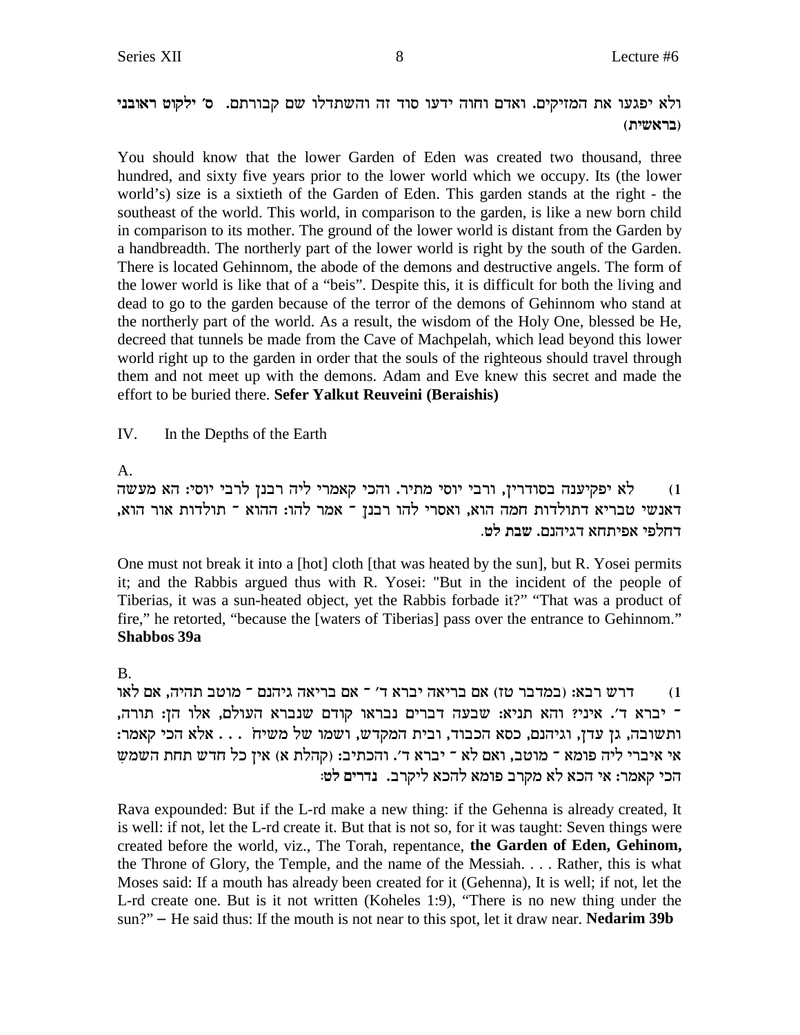ולא יפגעו את המזיקים. ואדם וחוה ידעו סוד זה והשתדלו שם קבורתם. ס' ילקוט ראובני **(בראשית)**

You should know that the lower Garden of Eden was created two thousand, three hundred, and sixty five years prior to the lower world which we occupy. Its (the lower world's) size is a sixtieth of the Garden of Eden. This garden stands at the right - the southeast of the world. This world, in comparison to the garden, is like a new born child in comparison to its mother. The ground of the lower world is distant from the Garden by a handbreadth. The northerly part of the lower world is right by the south of the Garden. There is located Gehinnom, the abode of the demons and destructive angels. The form of the lower world is like that of a "beis". Despite this, it is difficult for both the living and dead to go to the garden because of the terror of the demons of Gehinnom who stand at the northerly part of the world. As a result, the wisdom of the Holy One, blessed be He, decreed that tunnels be made from the Cave of Machpelah, which lead beyond this lower world right up to the garden in order that the souls of the righteous should travel through them and not meet up with the demons. Adam and Eve knew this secret and made the effort to be buried there. **Sefer Yalkut Reuveini (Beraishis)**

## IV. In the Depths of the Earth

A.

1) לא יפקיענה בסודרין, ורבי יוסי מתיר. והכי קאמרי ליה רבנן לרבי יוסי: הא מעשה דאנשי טבריא דתולדות חמה הוא, ואסרי להו רבנן - אמר להו: ההוא - תולדות אור הוא, דחלפי אפיתחא דגיהנם. שבת לט.

One must not break it into a [hot] cloth [that was heated by the sun], but R. Yosei permits it; and the Rabbis argued thus with R. Yosei: "But in the incident of the people of Tiberias, it was a sun-heated object, yet the Rabbis forbade it?" "That was a product of fire," he retorted, "because the [waters of Tiberias] pass over the entrance to Gehinnom." **Shabbos 39a**

B.

1) דרש רבא: (במדבר טז) אם בריאה יברא ד' - אם בריאה גיהנם - מוטב תהיה, אם לאו - יברא ד'. איני? והא תניא: שבעה דברים נבראו קודם שנברא העולם, אלו הן: תורה, ותשובה, גן עדן, וגיהנם, כסא הכבוד, ובית המקדש, ושמו של משיח . . . אלא הכי קאמר: אי איברי ליה פומא - מוטב, ואם לא - יברא ד'. והכתיב: (קהלת א) אין כל חדש תחת השמש הכי קאמר: אי הכא לא מקרב פומא להכא ליקרב. נדרים לט:

Rava expounded: But if the L-rd make a new thing: if the Gehenna is already created, It is well: if not, let the L-rd create it. But that is not so, for it was taught: Seven things were created before the world, viz., The Torah, repentance, **the Garden of Eden, Gehinom,** the Throne of Glory, the Temple, and the name of the Messiah. . . . Rather, this is what Moses said: If a mouth has already been created for it (Gehenna), It is well; if not, let the L-rd create one. But is it not written (Koheles 1:9), "There is no new thing under the sun?" – He said thus: If the mouth is not near to this spot, let it draw near. **Nedarim 39b**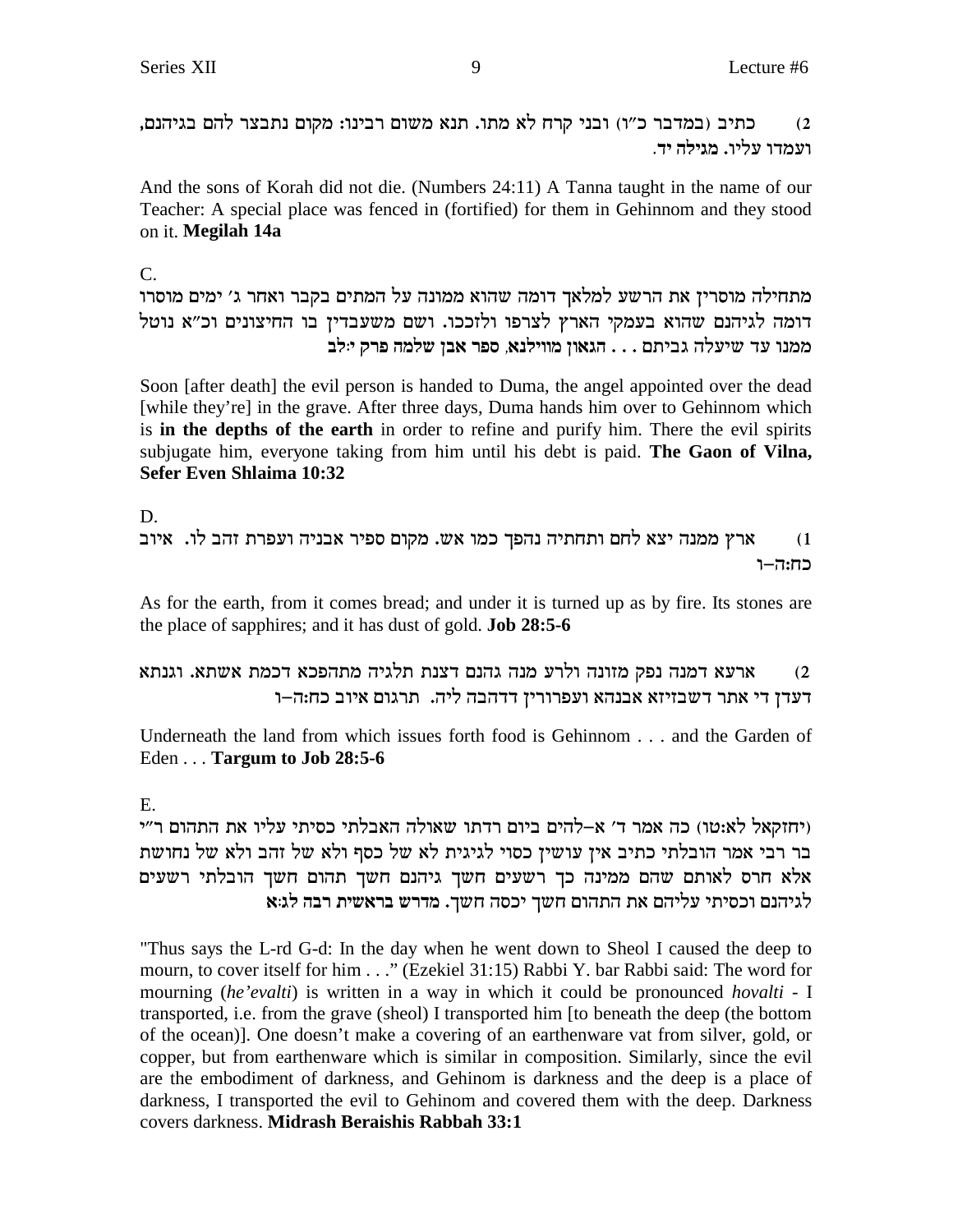2) כתיב (במדבר כ"ו) ובני קרח לא מתו. תנא משום רבינו: מקום נתבצר להם בגיהנם, ועמדו עליו. מגילה יד.

And the sons of Korah did not die. (Numbers 24:11) A Tanna taught in the name of our Teacher: A special place was fenced in (fortified) for them in Gehinnom and they stood on it. **Megilah 14a**

C.

מתחילה מוסרין את הרשע למלאך דומה שהוא ממונה על המתים בקבר ואחר ג' ימים מוסרו דומה לגיהנם שהוא בעמקי הארץ לצרפו ולזככו. ושם משעבדין בו החיצונים וכ"א נוטל ממנו עד שיעלה גביתם . . . הגאון מווילנא, ספר אבן שלמה פרק י:לב

Soon [after death] the evil person is handed to Duma, the angel appointed over the dead [while they're] in the grave. After three days, Duma hands him over to Gehinnom which is **in the depths of the earth** in order to refine and purify him. There the evil spirits subjugate him, everyone taking from him until his debt is paid. **The Gaon of Vilna, Sefer Even Shlaima 10:32**

D.

1) ארץ ממנה יצא לחם ותחתיה נהפך כמו אש. מקום ספיר אבניה ועפרת זהב לו. איוב כח:ה–ו

As for the earth, from it comes bread; and under it is turned up as by fire. Its stones are the place of sapphires; and it has dust of gold. **Job 28:5-6**

2) ארעא דמנה נפק מזונה ולרע מנה גהנם דצנת תלגיה מתהפכא דכמת אשתא. וגנתא דעדן די אתר דשבזיזא אבנהא ועפרורין דדהבה ליה. תרגום איוב כח:ה–ו

Underneath the land from which issues forth food is Gehinnom . . . and the Garden of Eden . . . **Targum to Job 28:5-6**

E.

(יחזקאל לא:טו) כה אמר ד' א–להים ביום רדתו שאולה האבלתי כסיתי עליו את התהום ר"י בר רבי אמר הובלתי כתיב אין עושין כסוי לגיגית לא של כסף ולא של זהב ולא של נחושת אלא חרס לאותם שהם ממינה כך רשעים חשך גיהנם חשך תהום חשך הובלתי רשעים לגיהנם וכסיתי עליהם את התהום חשך יכסה חשך. מדרש בראשית רבה לג:א

"Thus says the L-rd G-d: In the day when he went down to Sheol I caused the deep to mourn, to cover itself for him . . ." (Ezekiel 31:15) Rabbi Y. bar Rabbi said: The word for mourning (*he'evalti*) is written in a way in which it could be pronounced *hovalti* - I transported, i.e. from the grave (sheol) I transported him [to beneath the deep (the bottom of the ocean)]. One doesn't make a covering of an earthenware vat from silver, gold, or copper, but from earthenware which is similar in composition. Similarly, since the evil are the embodiment of darkness, and Gehinom is darkness and the deep is a place of darkness, I transported the evil to Gehinom and covered them with the deep. Darkness covers darkness. **Midrash Beraishis Rabbah 33:1**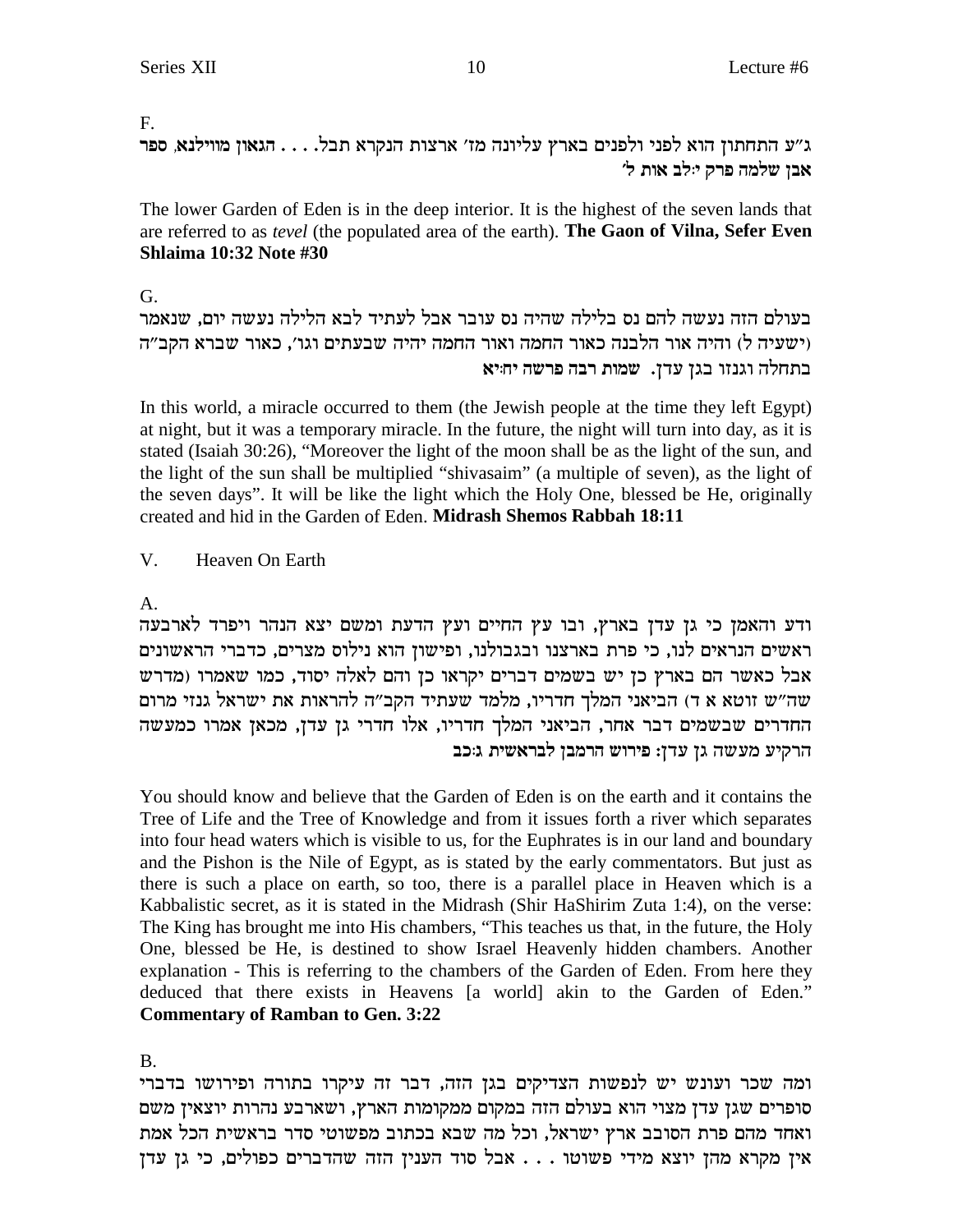F.

**ג"ע התחתון הוא לפני ולפנים בארץ עליונה מז' ארצות הנקרא תבל. . . . הגאון מווילנא, ספר אבן שלמה פרק י:לב אות ל'**

The lower Garden of Eden is in the deep interior. It is the highest of the seven lands that are referred to as *tevel* (the populated area of the earth). **The Gaon of Vilna, Sefer Even Shlaima 10:32 Note #30**

G.

**בעולם הזה נעשה להם נס בלילה שהיה נס עובר אבל לעתיד לבא הלילה נעשה יום, שנאמר (ישעיה ל) והיה אור הלבנה כאור החמה ואור החמה יהיה שבעתים וגו', כאור שברא הקב"ה בתחלה וגנזו בגן עדן. שמות רבה פרשה יח:יא**

In this world, a miracle occurred to them (the Jewish people at the time they left Egypt) at night, but it was a temporary miracle. In the future, the night will turn into day, as it is stated (Isaiah 30:26), "Moreover the light of the moon shall be as the light of the sun, and the light of the sun shall be multiplied "shivasaim" (a multiple of seven), as the light of the seven days". It will be like the light which the Holy One, blessed be He, originally created and hid in the Garden of Eden. **Midrash Shemos Rabbah 18:11**

V. Heaven On Earth

A.

**ודע והאמן כי גן עדן בארץ, ובו עץ החיים ועץ הדעת ומשם יצא הנהר ויפרד לארבעה ראשים הנראים לנו, כי פרת בארצנו ובגבולנו, ופישון הוא נילוס מצרים, כדברי הראשונים אבל כאשר הם בארץ כן יש בשמים דברים יקראו כן והם לאלה יסוד, כמו שאמרו (מדרש שה"ש זוטא א ד) הביאני המלך חדריו, מלמד שעתיד הקב"ה להראות את ישראל גנזי מרום החדרים שבשמים דבר אחר, הביאני המלך חדריו, אלו חדרי גן עדן, מכאן אמרו כמעשה הרקיע מעשה גן עדן: פירוש הרמבן לבראשית ג:כב**

You should know and believe that the Garden of Eden is on the earth and it contains the Tree of Life and the Tree of Knowledge and from it issues forth a river which separates into four head waters which is visible to us, for the Euphrates is in our land and boundary and the Pishon is the Nile of Egypt, as is stated by the early commentators. But just as there is such a place on earth, so too, there is a parallel place in Heaven which is a Kabbalistic secret, as it is stated in the Midrash (Shir HaShirim Zuta 1:4), on the verse: The King has brought me into His chambers, "This teaches us that, in the future, the Holy One, blessed be He, is destined to show Israel Heavenly hidden chambers. Another explanation - This is referring to the chambers of the Garden of Eden. From here they deduced that there exists in Heavens [a world] akin to the Garden of Eden." **Commentary of Ramban to Gen. 3:22**

B.

**ומה שכר ועונש יש לנפשות הצדיקים בגן הזה, דבר זה עיקרו בתורה ופירושו בדברי סופרים שגן עדן מצוי הוא בעולם הזה במקום ממקומות הארץ, ושארבע נהרות יוצאין משם ואחד מהם פרת הסובב ארץ ישראל, וכל מה שבא בכתוב מפשוטי סדר בראשית הכל אמת אין מקרא מהן יוצא מידי פשוטו . . . אבל סוד הענין הזה שהדברים כפולים, כי גן עדן**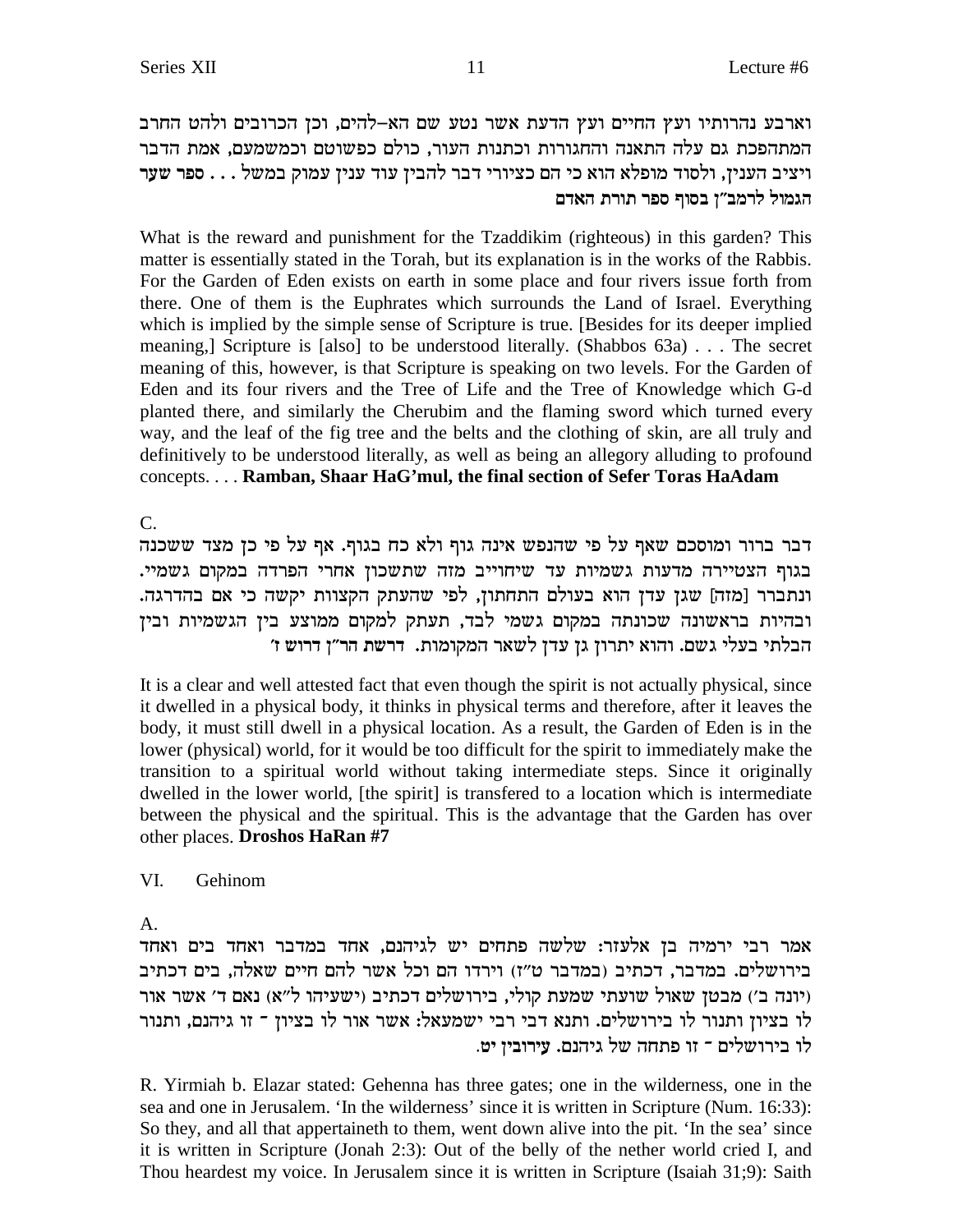וארבע נהרותיו ועץ החיים ועץ הדעת אשר נטע שם הא–להים, וכן הכרובים ולהט החרב המתהפכת גם עלה התאנה והחגורות וכתנות העור, כולם כפשוטם וכמשמעם, אמת הדבר ויציב הענין, ולסוד מופלא הוא כי הם כציורי דבר להבין עוד ענין עמוק במשל . . . **ספר שער הגמול לרמב"ן בסוף ספר תורת האדם**

What is the reward and punishment for the Tzaddikim (righteous) in this garden? This matter is essentially stated in the Torah, but its explanation is in the works of the Rabbis. For the Garden of Eden exists on earth in some place and four rivers issue forth from there. One of them is the Euphrates which surrounds the Land of Israel. Everything which is implied by the simple sense of Scripture is true. [Besides for its deeper implied meaning,] Scripture is [also] to be understood literally. (Shabbos 63a) . . . The secret meaning of this, however, is that Scripture is speaking on two levels. For the Garden of Eden and its four rivers and the Tree of Life and the Tree of Knowledge which G-d planted there, and similarly the Cherubim and the flaming sword which turned every way, and the leaf of the fig tree and the belts and the clothing of skin, are all truly and definitively to be understood literally, as well as being an allegory alluding to profound concepts. . . . **Ramban, Shaar HaG'mul, the final section of Sefer Toras HaAdam**

C.

דבר ברור ומוסכם שאף על פי שהנפש אינה גוף ולא כח בגוף. אף על פי כן מצד ששכנה בגוף הצטיירה מדעות גשמיות עד שיחוייב מזה שתשכון אחרי הפרדה במקום גשמיי. ונתברר [מזה] שגן עדן הוא בעולם התחתון, לפי שהעתק הקצוות יקשה כי אם בהדרגה. ובהיות בראשונה שכונתה במקום גשמי לבד, תעתק למקום ממוצע בין הגשמיות ובין הבלתי בעלי גשם. והוא יתרון גן עדן לשאר המקומות. **דרשת הר"ן דרוש ז'**

It is a clear and well attested fact that even though the spirit is not actually physical, since it dwelled in a physical body, it thinks in physical terms and therefore, after it leaves the body, it must still dwell in a physical location. As a result, the Garden of Eden is in the lower (physical) world, for it would be too difficult for the spirit to immediately make the transition to a spiritual world without taking intermediate steps. Since it originally dwelled in the lower world, [the spirit] is transfered to a location which is intermediate between the physical and the spiritual. This is the advantage that the Garden has over other places. **Droshos HaRan #7**

## VI. Gehinom

A.

אמר רבי ירמיה בן אלעזר: שלשה פתחים יש לגיהנם, אחד במדבר ואחד בים ואחד בירושלים. במדבר, דכתיב (במדבר ט"ז) וירדו הם וכל אשר להם חיים שאלה, בים דכתיב (יונה ב') מבטן שאול שועתי שמעת קולי, בירושלים דכתיב (ישעיהו ל"א) נאם ד' אשר אור לו בציון ותנור לו בירושלים. ותנא דבי רבי ישמעאל: אשר אור לו בציון - זו גיהנם, ותנור לו בירושלים - זו פתחה של גיהנם. **עירובין יט.**

R. Yirmiah b. Elazar stated: Gehenna has three gates; one in the wilderness, one in the sea and one in Jerusalem. 'In the wilderness' since it is written in Scripture (Num. 16:33): So they, and all that appertaineth to them, went down alive into the pit. 'In the sea' since it is written in Scripture (Jonah 2:3): Out of the belly of the nether world cried I, and Thou heardest my voice. In Jerusalem since it is written in Scripture (Isaiah 31;9): Saith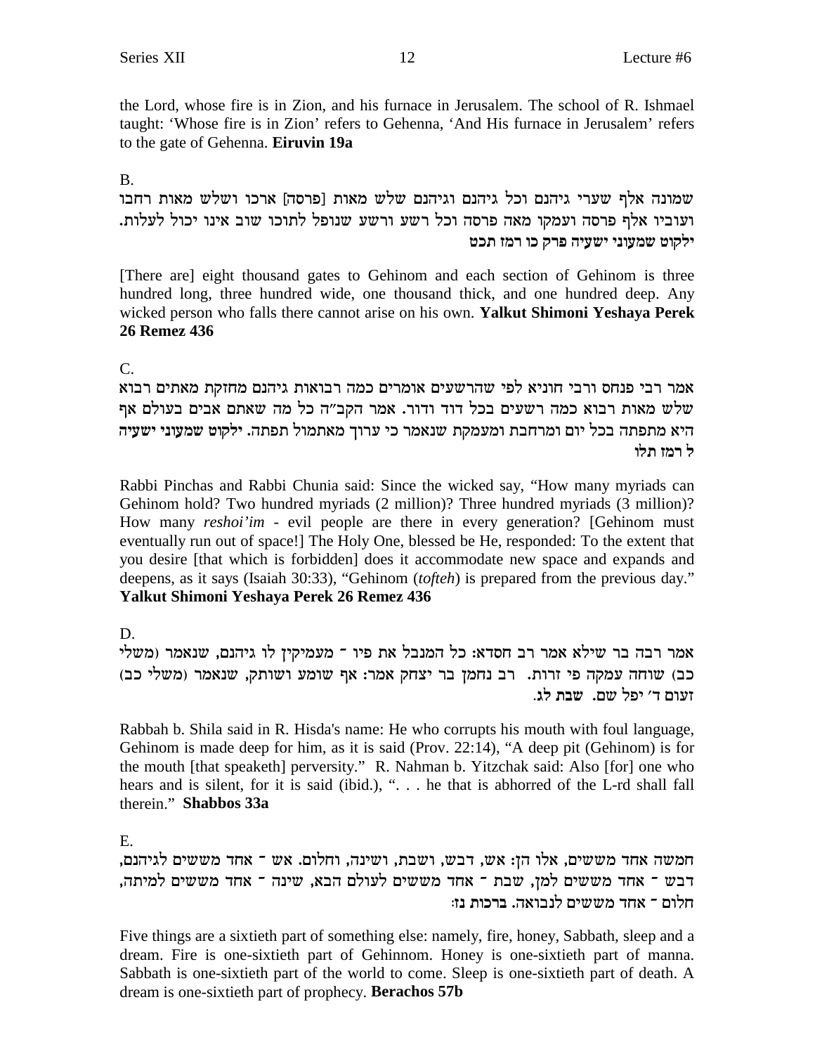the Lord, whose fire is in Zion, and his furnace in Jerusalem. The school of R. Ishmael taught: 'Whose fire is in Zion' refers to Gehenna, 'And His furnace in Jerusalem' refers to the gate of Gehenna. **Eiruvin 19a**

B.

שמונה אלף שערי גיהנם וכל גיהנם וגיהנם שלש מאות [פרסה] ארכו ושלש מאות רחבו ועוביו אלף פרסה ועמקו מאה פרסה וכל רשע ורשע שנופל לתוכו שוב אינו יכול לעלות. **ילקוט שמעוני ישעיה פרק כו רמז תכט**

[There are] eight thousand gates to Gehinom and each section of Gehinom is three hundred long, three hundred wide, one thousand thick, and one hundred deep. Any wicked person who falls there cannot arise on his own. **Yalkut Shimoni Yeshaya Perek 26 Remez 436**

C.

אמר רבי פנחס ורבי חוניא לפי שהרשעים אומרים כמה רבואות גיהנם מחזקת מאתים רבוא שלש מאות רבוא כמה רשעים בכל דוד ודור. אמר הקב"ה כל מה שאתם אבים בעולם אף היא מתפתה בכל יום ומרחבת ומעמקת שנאמר כי ערוך מאתמול תפתה. **ילקוט שמעוני ישעיה ל רמז תלו**

Rabbi Pinchas and Rabbi Chunia said: Since the wicked say, "How many myriads can Gehinom hold? Two hundred myriads (2 million)? Three hundred myriads (3 million)? How many *reshoi'im* - evil people are there in every generation? [Gehinom must eventually run out of space!] The Holy One, blessed be He, responded: To the extent that you desire [that which is forbidden] does it accommodate new space and expands and deepens, as it says (Isaiah 30:33), "Gehinom (*tofteh*) is prepared from the previous day." **Yalkut Shimoni Yeshaya Perek 26 Remez 436**

D.

אמר רבה בר שילא אמר רב חסדא: כל המנבל את פיו - מעמיקין לו גיהנם, שנאמר (משלי כב) שוחה עמקה פי זרות. רב נחמן בר יצחק אמר: אף שומע ושותק, שנאמר (משלי כב) זעום ד' יפל שם. **שבת לג.**

Rabbah b. Shila said in R. Hisda's name: He who corrupts his mouth with foul language, Gehinom is made deep for him, as it is said (Prov. 22:14), "A deep pit (Gehinom) is for the mouth [that speaketh] perversity." R. Nahman b. Yitzchak said: Also [for] one who hears and is silent, for it is said (ibid.), ". . . he that is abhorred of the L-rd shall fall therein." **Shabbos 33a**

E.

חמשה אחד מששים, אלו הן: אש, דבש, ושבת, ושינה, וחלום. אש - אחד מששים לגיהנם, דבש - אחד מששים למן, שבת - אחד מששים לעולם הבא, שינה - אחד מששים למיתה, חלום - אחד מששים לנבואה. **ברכות נז:**

Five things are a sixtieth part of something else: namely, fire, honey, Sabbath, sleep and a dream. Fire is one-sixtieth part of Gehinnom. Honey is one-sixtieth part of manna. Sabbath is one-sixtieth part of the world to come. Sleep is one-sixtieth part of death. A dream is one-sixtieth part of prophecy. **Berachos 57b**